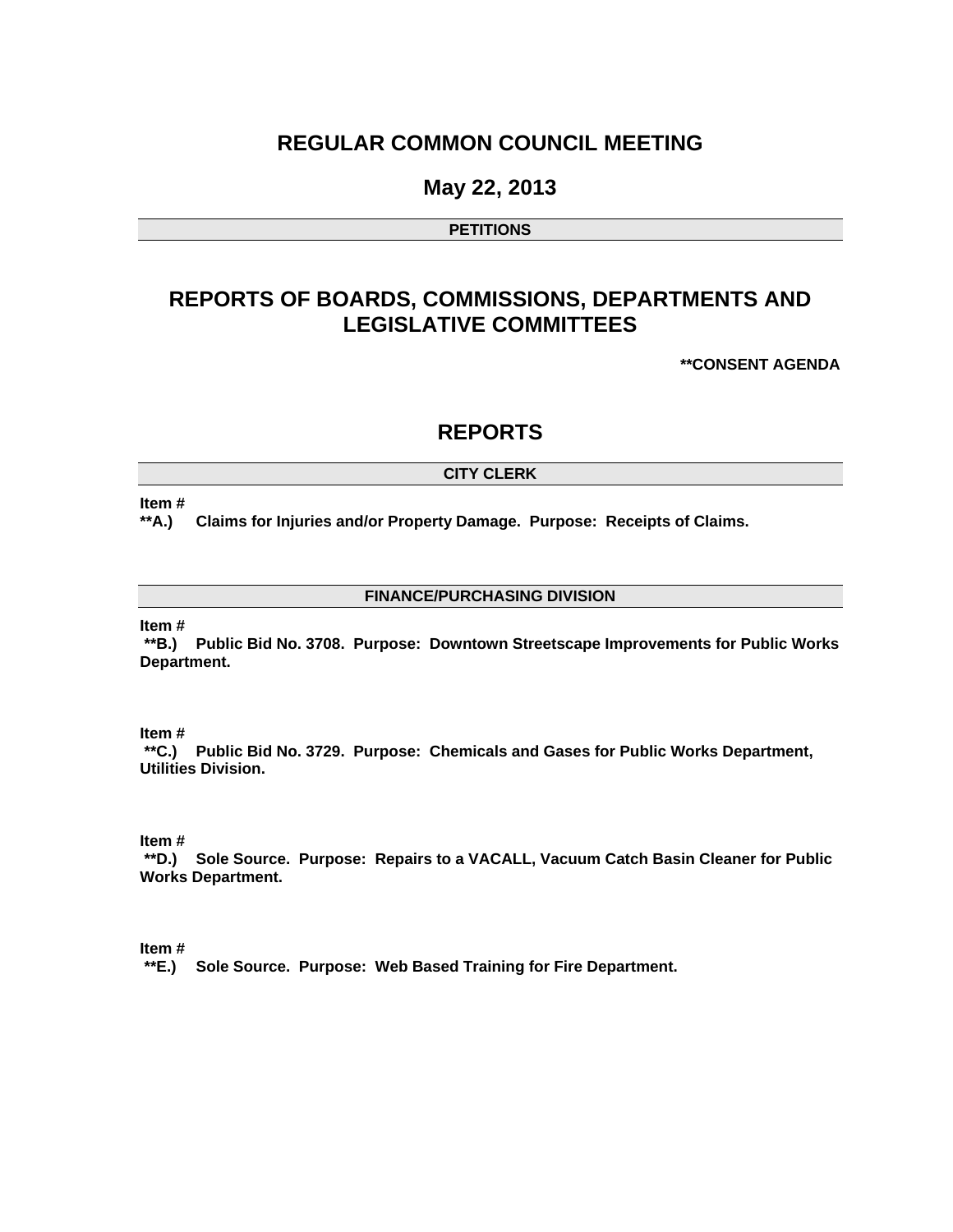# REGULAR COMMON COUNCIL MEETING

## May 22, 2013

### PETITIONS

## REPORTS OF BOARDS, COMMISSIONS, DEPARTMENTS AND LEGISLATIVE COMMITTEES

**\*\*CONSENT AGENDA**

## REPORTS

### CITY CLERK

**Item #**
**\*\*A.) Claims for Injuries and/or Property Damage. Purpose: Receipts of Claims.**

### FINANCE/PURCHASING DIVISION

**Item #**
**\*\*B.) Public Bid No. 3708. Purpose: Downtown Streetscape Improvements for Public Works Department.**

**Item #**
**\*\*C.) Public Bid No. 3729. Purpose: Chemicals and Gases for Public Works Department, Utilities Division.**

**Item #**
**\*\*D.) Sole Source. Purpose: Repairs to a VACALL, Vacuum Catch Basin Cleaner for Public Works Department.**

**Item #**
**\*\*E.) Sole Source. Purpose: Web Based Training for Fire Department.**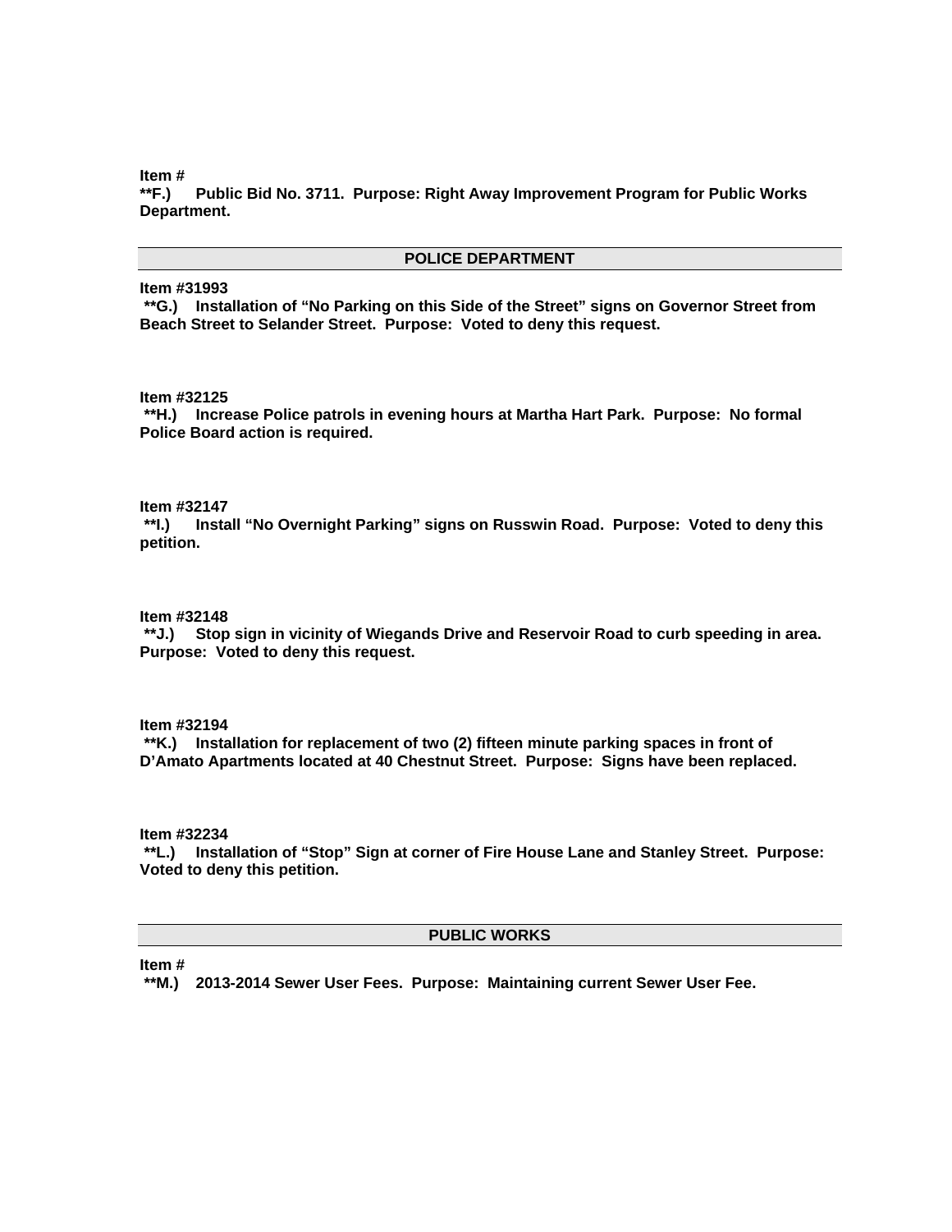**Item #**
**\*\*F.) Public Bid No. 3711. Purpose: Right Away Improvement Program for Public Works Department.**

## POLICE DEPARTMENT

**Item #31993**
**\*\*G.) Installation of "No Parking on this Side of the Street" signs on Governor Street from Beach Street to Selander Street. Purpose: Voted to deny this request.**

**Item #32125**
**\*\*H.) Increase Police patrols in evening hours at Martha Hart Park. Purpose: No formal Police Board action is required.**

**Item #32147**
**\*\*I.) Install "No Overnight Parking" signs on Russwin Road. Purpose: Voted to deny this petition.**

**Item #32148**
**\*\*J.) Stop sign in vicinity of Wiegands Drive and Reservoir Road to curb speeding in area. Purpose: Voted to deny this request.**

**Item #32194**
**\*\*K.) Installation for replacement of two (2) fifteen minute parking spaces in front of D'Amato Apartments located at 40 Chestnut Street. Purpose: Signs have been replaced.**

**Item #32234**
**\*\*L.) Installation of "Stop" Sign at corner of Fire House Lane and Stanley Street. Purpose: Voted to deny this petition.**

## PUBLIC WORKS

**Item #**
**\*\*M.) 2013-2014 Sewer User Fees. Purpose: Maintaining current Sewer User Fee.**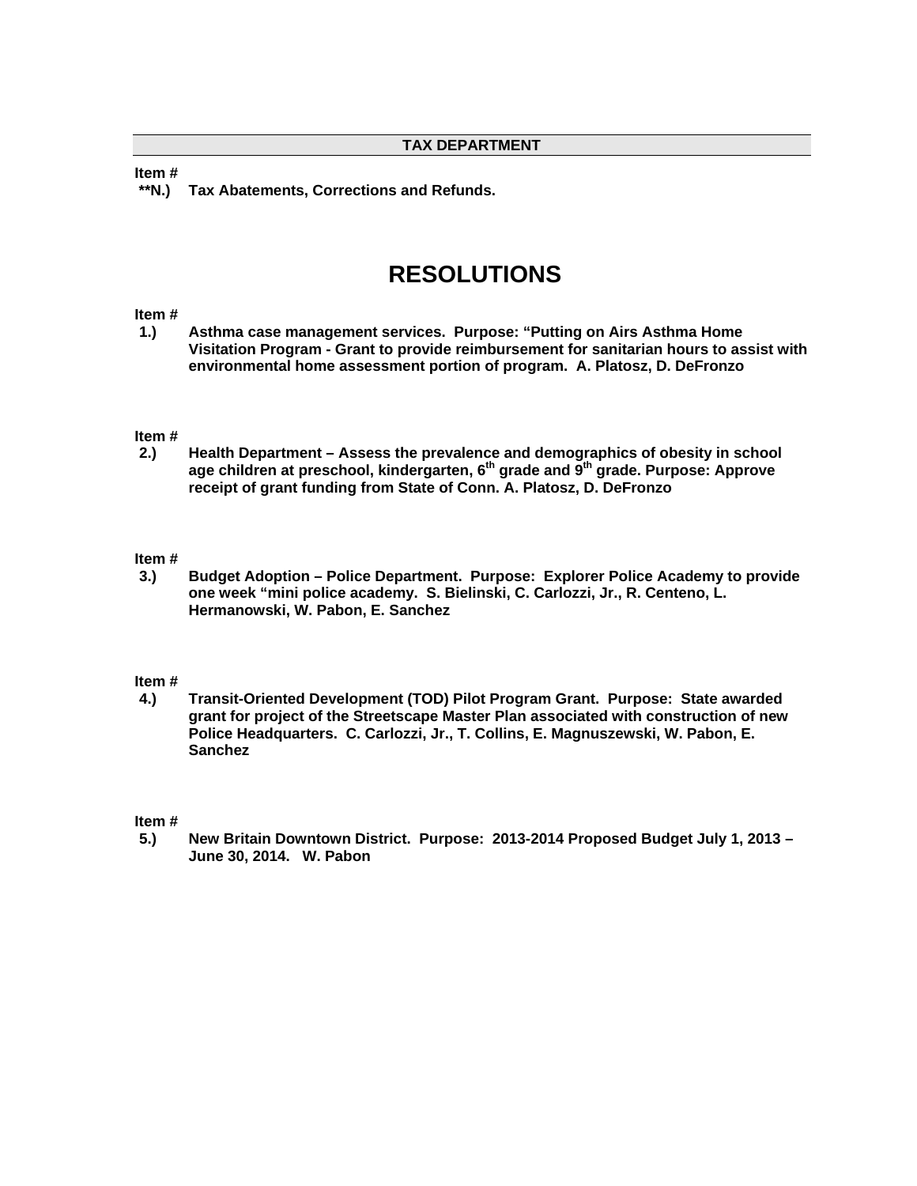## TAX DEPARTMENT

**Item #**
**\*\*N.) Tax Abatements, Corrections and Refunds.**

# RESOLUTIONS

**Item #**
**1.) Asthma case management services. Purpose: "Putting on Airs Asthma Home Visitation Program - Grant to provide reimbursement for sanitarian hours to assist with environmental home assessment portion of program. A. Platosz, D. DeFronzo**

**Item #**
**2.) Health Department – Assess the prevalence and demographics of obesity in school age children at preschool, kindergarten, 6th grade and 9th grade. Purpose: Approve receipt of grant funding from State of Conn. A. Platosz, D. DeFronzo**

**Item #**
**3.) Budget Adoption – Police Department. Purpose: Explorer Police Academy to provide one week "mini police academy. S. Bielinski, C. Carlozzi, Jr., R. Centeno, L. Hermanowski, W. Pabon, E. Sanchez**

**Item #**
**4.) Transit-Oriented Development (TOD) Pilot Program Grant. Purpose: State awarded grant for project of the Streetscape Master Plan associated with construction of new Police Headquarters. C. Carlozzi, Jr., T. Collins, E. Magnuszewski, W. Pabon, E. Sanchez**

**Item #**
**5.) New Britain Downtown District. Purpose: 2013-2014 Proposed Budget July 1, 2013 – June 30, 2014. W. Pabon**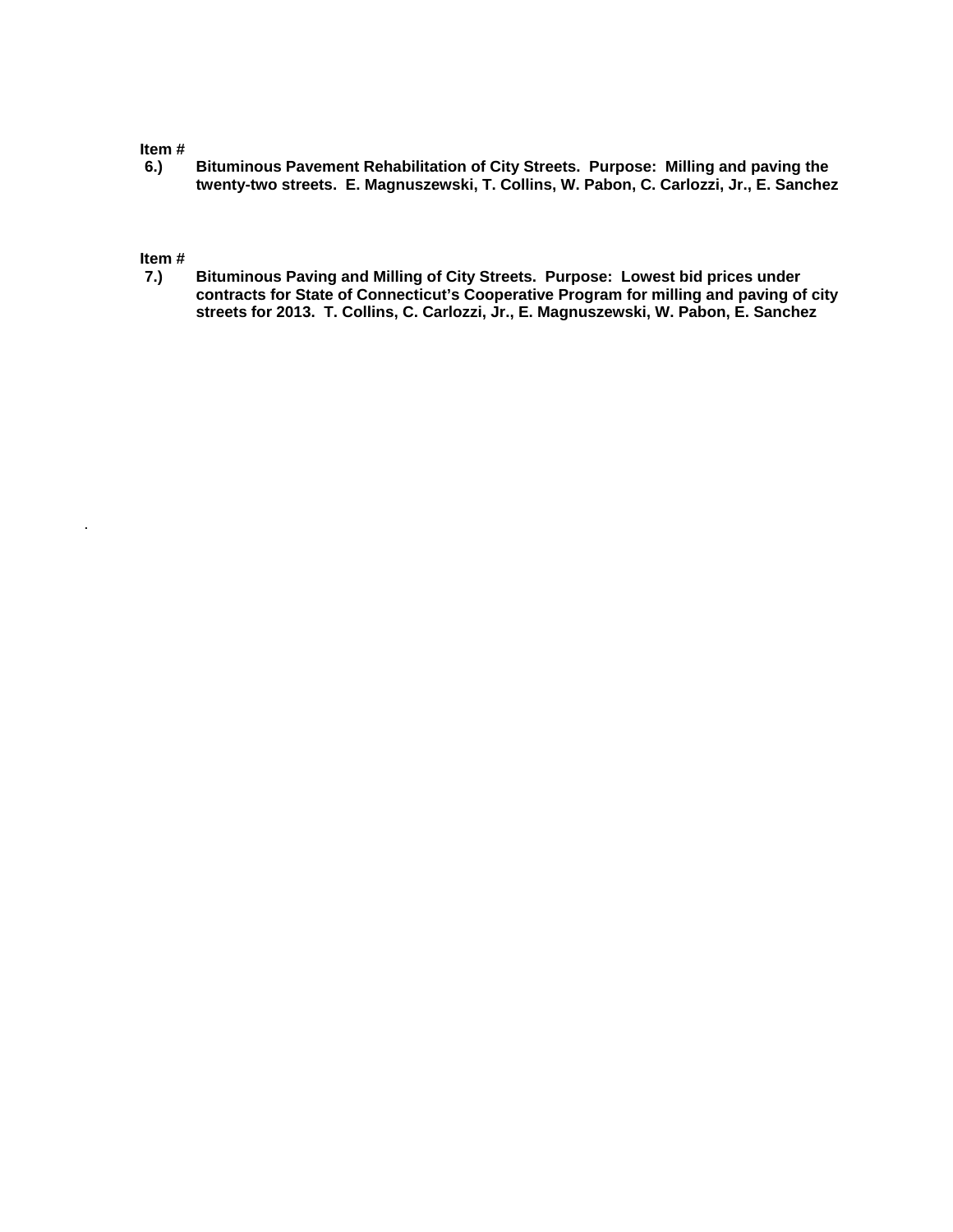**Item #**

**6.) Bituminous Pavement Rehabilitation of City Streets. Purpose: Milling and paving the twenty-two streets. E. Magnuszewski, T. Collins, W. Pabon, C. Carlozzi, Jr., E. Sanchez**

**Item #**

**7.) Bituminous Paving and Milling of City Streets. Purpose: Lowest bid prices under contracts for State of Connecticut's Cooperative Program for milling and paving of city streets for 2013. T. Collins, C. Carlozzi, Jr., E. Magnuszewski, W. Pabon, E. Sanchez**